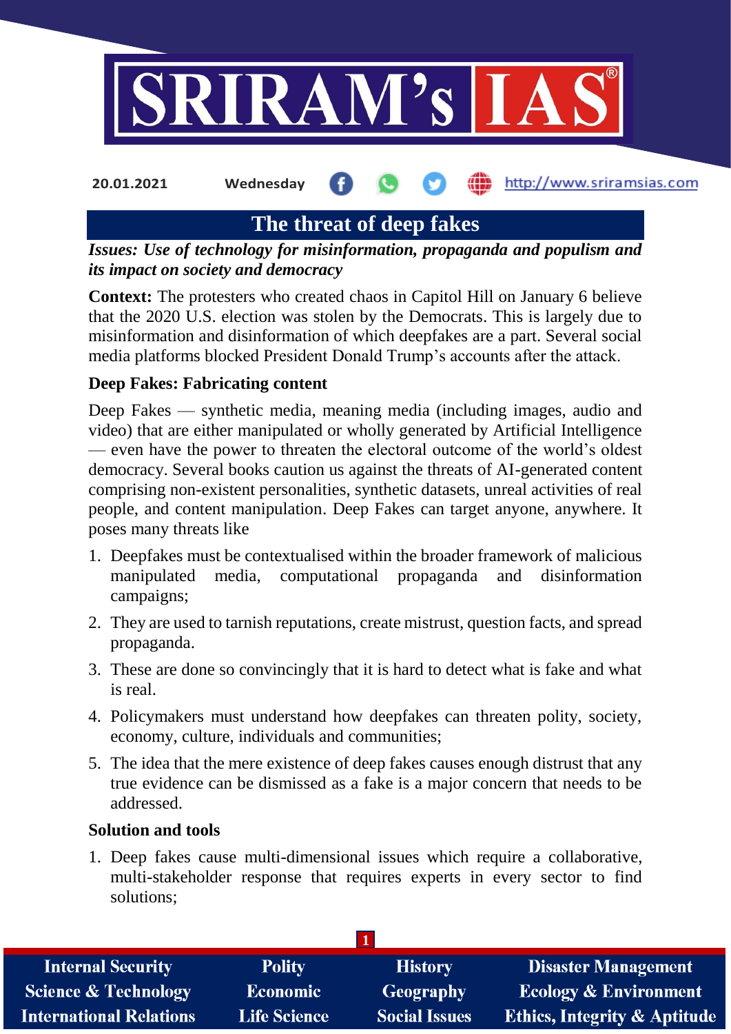# The threat of deep fakes

***Issues: Use of technology for misinformation, propaganda and populism and its impact on society and democracy***

**Context:** The protesters who created chaos in Capitol Hill on January 6 believe that the 2020 U.S. election was stolen by the Democrats. This is largely due to misinformation and disinformation of which deepfakes are a part. Several social media platforms blocked President Donald Trump's accounts after the attack.

**Deep Fakes: Fabricating content**

Deep Fakes — synthetic media, meaning media (including images, audio and video) that are either manipulated or wholly generated by Artificial Intelligence — even have the power to threaten the electoral outcome of the world's oldest democracy. Several books caution us against the threats of AI-generated content comprising non-existent personalities, synthetic datasets, unreal activities of real people, and content manipulation. Deep Fakes can target anyone, anywhere. It poses many threats like

1. Deepfakes must be contextualised within the broader framework of malicious manipulated media, computational propaganda and disinformation campaigns;
2. They are used to tarnish reputations, create mistrust, question facts, and spread propaganda.
3. These are done so convincingly that it is hard to detect what is fake and what is real.
4. Policymakers must understand how deepfakes can threaten polity, society, economy, culture, individuals and communities;
5. The idea that the mere existence of deep fakes causes enough distrust that any true evidence can be dismissed as a fake is a major concern that needs to be addressed.

**Solution and tools**

1. Deep fakes cause multi-dimensional issues which require a collaborative, multi-stakeholder response that requires experts in every sector to find solutions;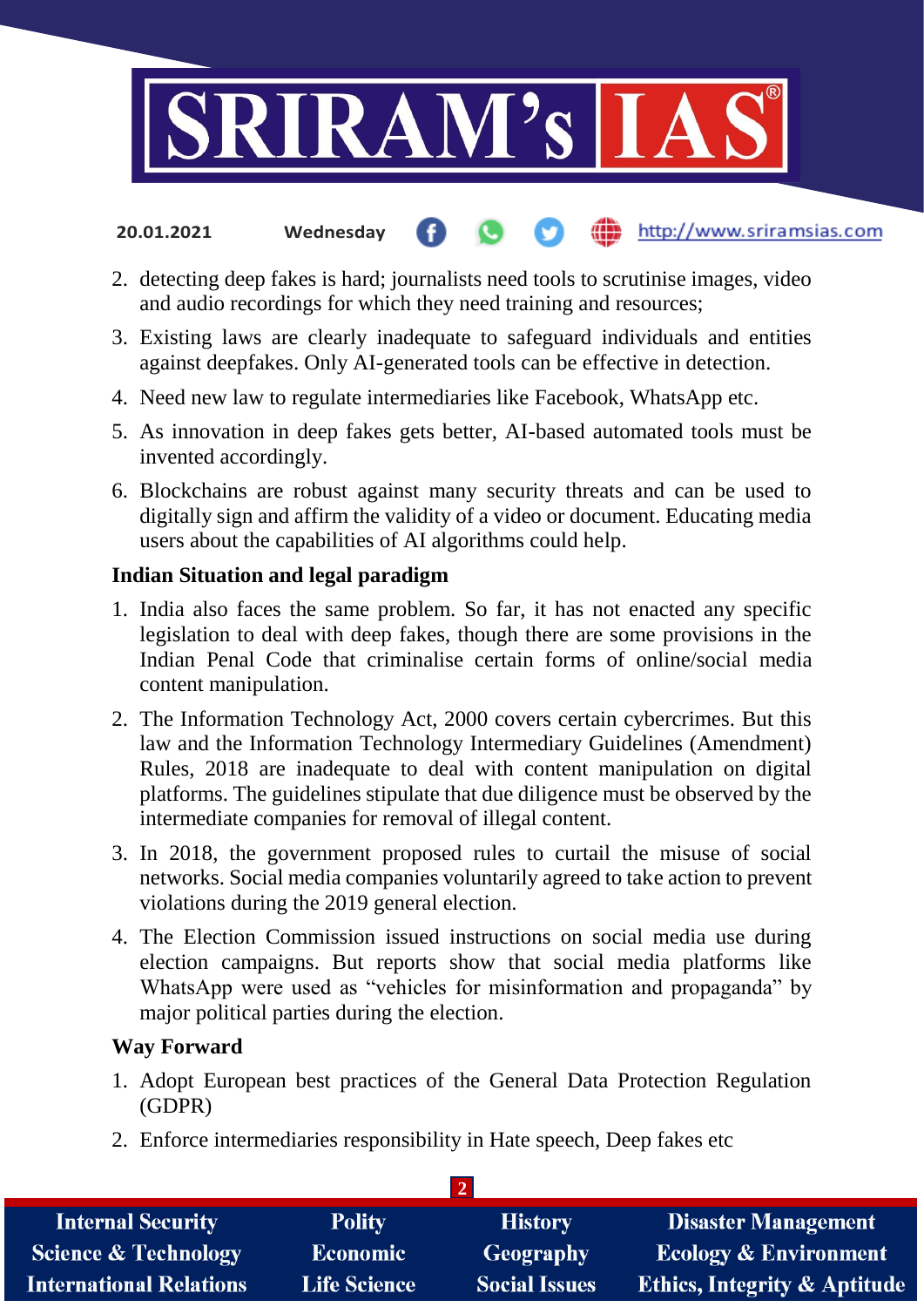2. detecting deep fakes is hard; journalists need tools to scrutinise images, video and audio recordings for which they need training and resources;
3. Existing laws are clearly inadequate to safeguard individuals and entities against deepfakes. Only AI-generated tools can be effective in detection.
4. Need new law to regulate intermediaries like Facebook, WhatsApp etc.
5. As innovation in deep fakes gets better, AI-based automated tools must be invented accordingly.
6. Blockchains are robust against many security threats and can be used to digitally sign and affirm the validity of a video or document. Educating media users about the capabilities of AI algorithms could help.

**Indian Situation and legal paradigm**

1. India also faces the same problem. So far, it has not enacted any specific legislation to deal with deep fakes, though there are some provisions in the Indian Penal Code that criminalise certain forms of online/social media content manipulation.
2. The Information Technology Act, 2000 covers certain cybercrimes. But this law and the Information Technology Intermediary Guidelines (Amendment) Rules, 2018 are inadequate to deal with content manipulation on digital platforms. The guidelines stipulate that due diligence must be observed by the intermediate companies for removal of illegal content.
3. In 2018, the government proposed rules to curtail the misuse of social networks. Social media companies voluntarily agreed to take action to prevent violations during the 2019 general election.
4. The Election Commission issued instructions on social media use during election campaigns. But reports show that social media platforms like WhatsApp were used as "vehicles for misinformation and propaganda" by major political parties during the election.

**Way Forward**

1. Adopt European best practices of the General Data Protection Regulation (GDPR)
2. Enforce intermediaries responsibility in Hate speech, Deep fakes etc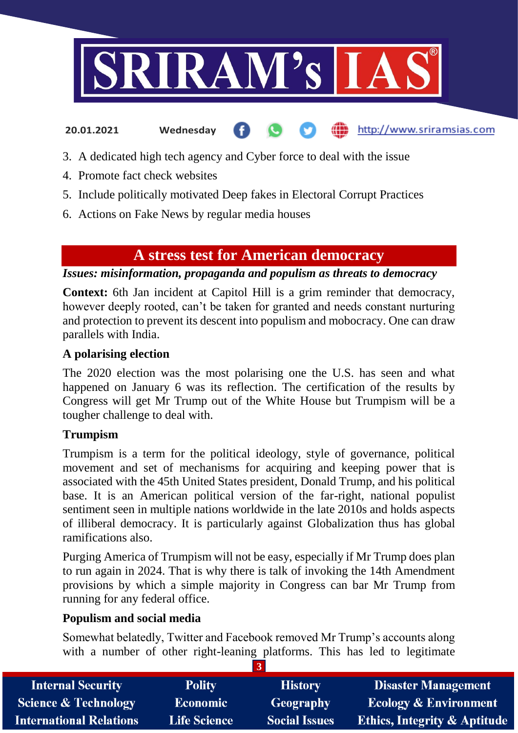3. A dedicated high tech agency and Cyber force to deal with the issue
4. Promote fact check websites
5. Include politically motivated Deep fakes in Electoral Corrupt Practices
6. Actions on Fake News by regular media houses

## A stress test for American democracy

***Issues: misinformation, propaganda and populism as threats to democracy***

**Context:** 6th Jan incident at Capitol Hill is a grim reminder that democracy, however deeply rooted, can't be taken for granted and needs constant nurturing and protection to prevent its descent into populism and mobocracy. One can draw parallels with India.

### A polarising election

The 2020 election was the most polarising one the U.S. has seen and what happened on January 6 was its reflection. The certification of the results by Congress will get Mr Trump out of the White House but Trumpism will be a tougher challenge to deal with.

### Trumpism

Trumpism is a term for the political ideology, style of governance, political movement and set of mechanisms for acquiring and keeping power that is associated with the 45th United States president, Donald Trump, and his political base. It is an American political version of the far-right, national populist sentiment seen in multiple nations worldwide in the late 2010s and holds aspects of illiberal democracy. It is particularly against Globalization thus has global ramifications also.

Purging America of Trumpism will not be easy, especially if Mr Trump does plan to run again in 2024. That is why there is talk of invoking the 14th Amendment provisions by which a simple majority in Congress can bar Mr Trump from running for any federal office.

### Populism and social media

Somewhat belatedly, Twitter and Facebook removed Mr Trump's accounts along with a number of other right-leaning platforms. This has led to legitimate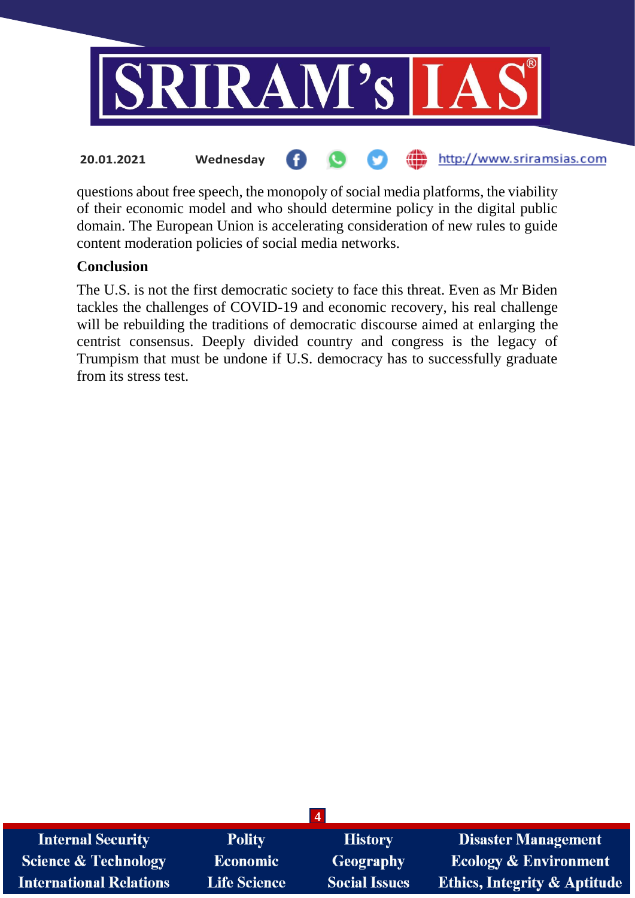questions about free speech, the monopoly of social media platforms, the viability of their economic model and who should determine policy in the digital public domain. The European Union is accelerating consideration of new rules to guide content moderation policies of social media networks.

**Conclusion**

The U.S. is not the first democratic society to face this threat. Even as Mr Biden tackles the challenges of COVID-19 and economic recovery, his real challenge will be rebuilding the traditions of democratic discourse aimed at enlarging the centrist consensus. Deeply divided country and congress is the legacy of Trumpism that must be undone if U.S. democracy has to successfully graduate from its stress test.